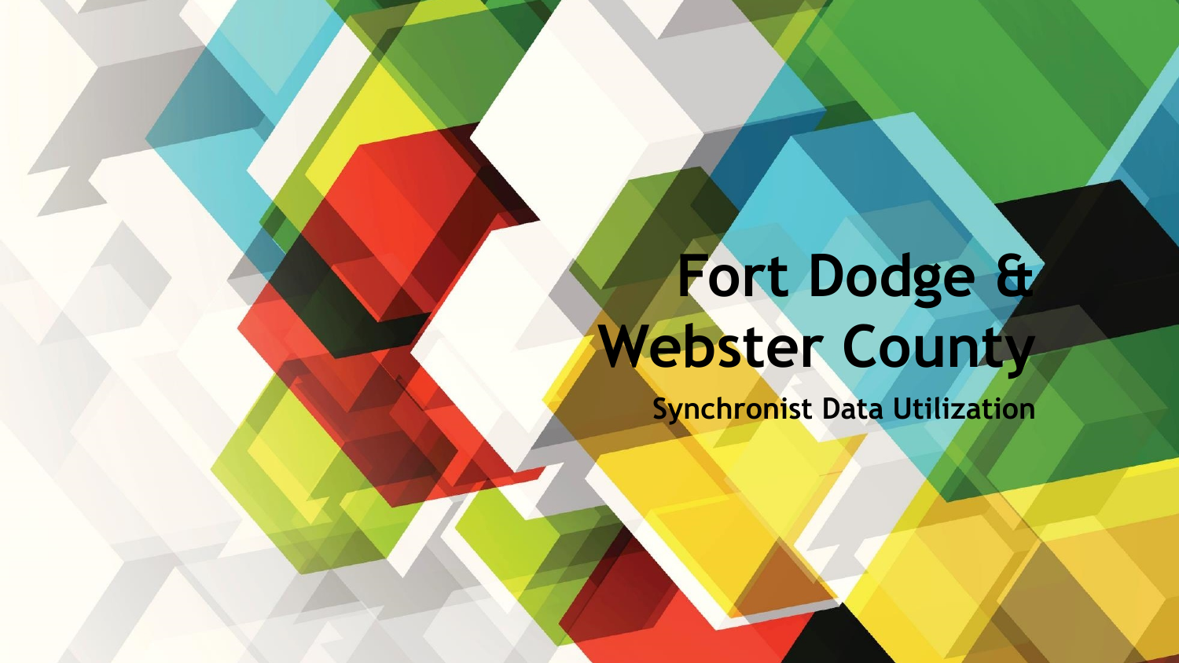# Fort Dodge & Webster County

**Synchronist Data Utilization**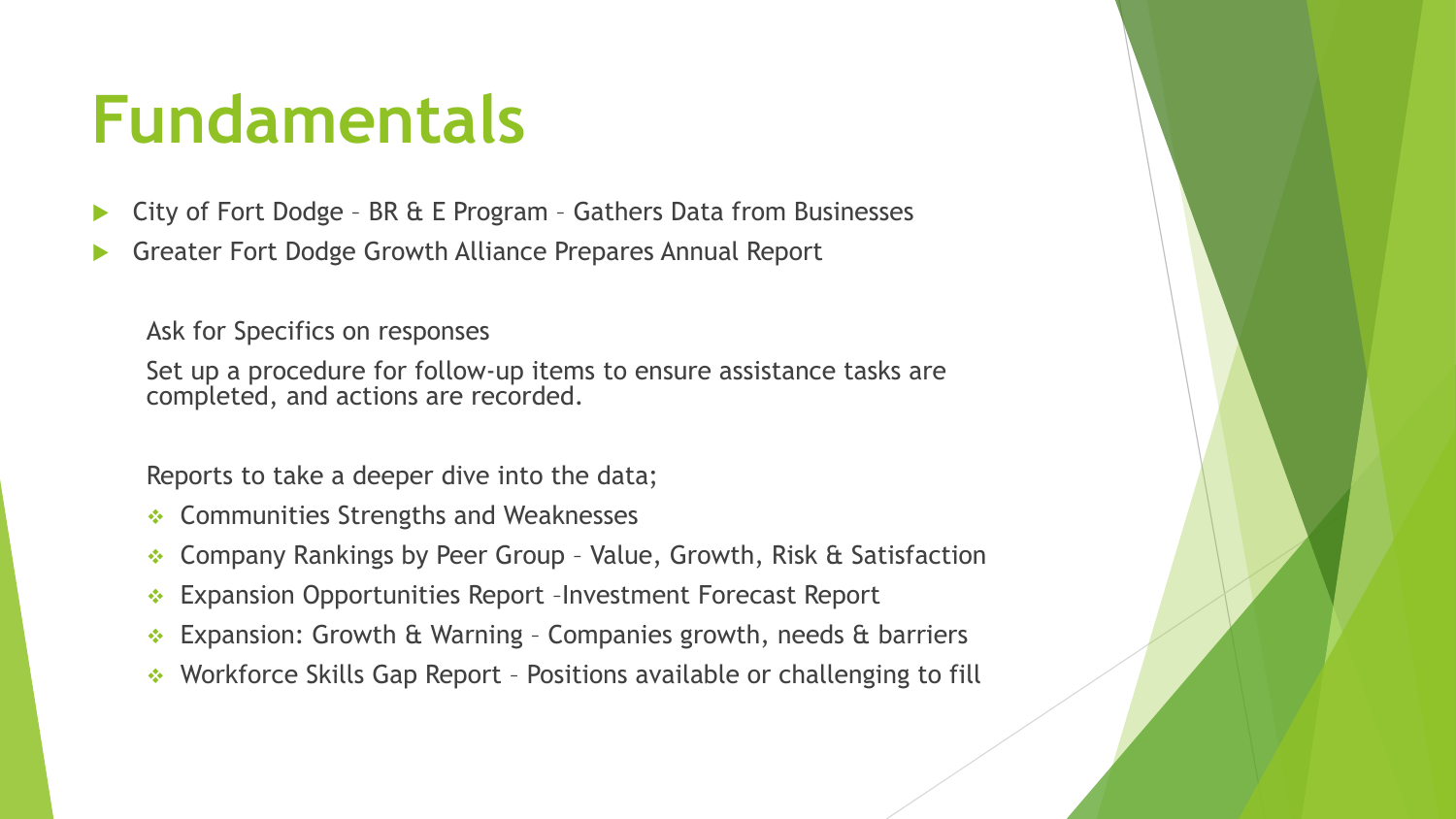# Fundamentals

- City of Fort Dodge – BR & E Program – Gathers Data from Businesses
- Greater Fort Dodge Growth Alliance Prepares Annual Report

Ask for Specifics on responses

Set up a procedure for follow-up items to ensure assistance tasks are completed, and actions are recorded.

Reports to take a deeper dive into the data;

- Communities Strengths and Weaknesses
- Company Rankings by Peer Group – Value, Growth, Risk & Satisfaction
- Expansion Opportunities Report –Investment Forecast Report
- Expansion: Growth & Warning – Companies growth, needs & barriers
- Workforce Skills Gap Report – Positions available or challenging to fill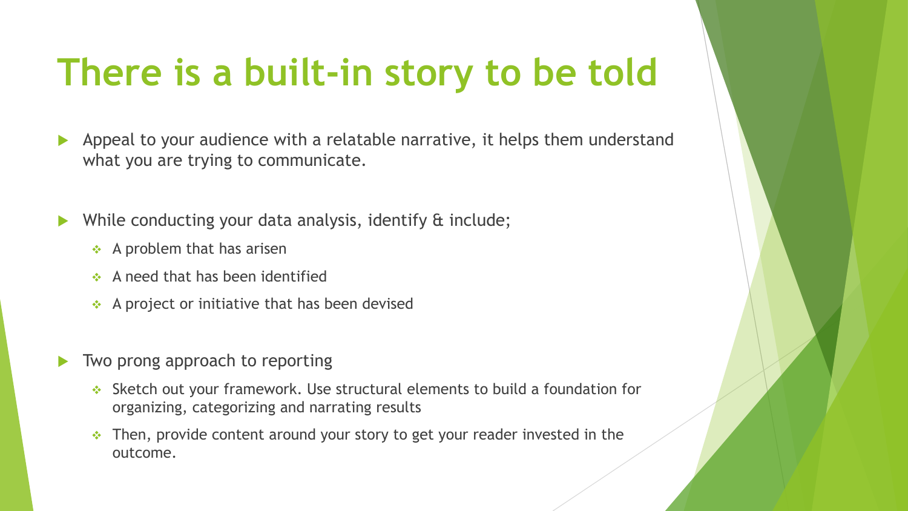# There is a built-in story to be told

- Appeal to your audience with a relatable narrative, it helps them understand what you are trying to communicate.

- While conducting your data analysis, identify & include;
  - A problem that has arisen
  - A need that has been identified
  - A project or initiative that has been devised

- Two prong approach to reporting
  - Sketch out your framework. Use structural elements to build a foundation for organizing, categorizing and narrating results
  - Then, provide content around your story to get your reader invested in the outcome.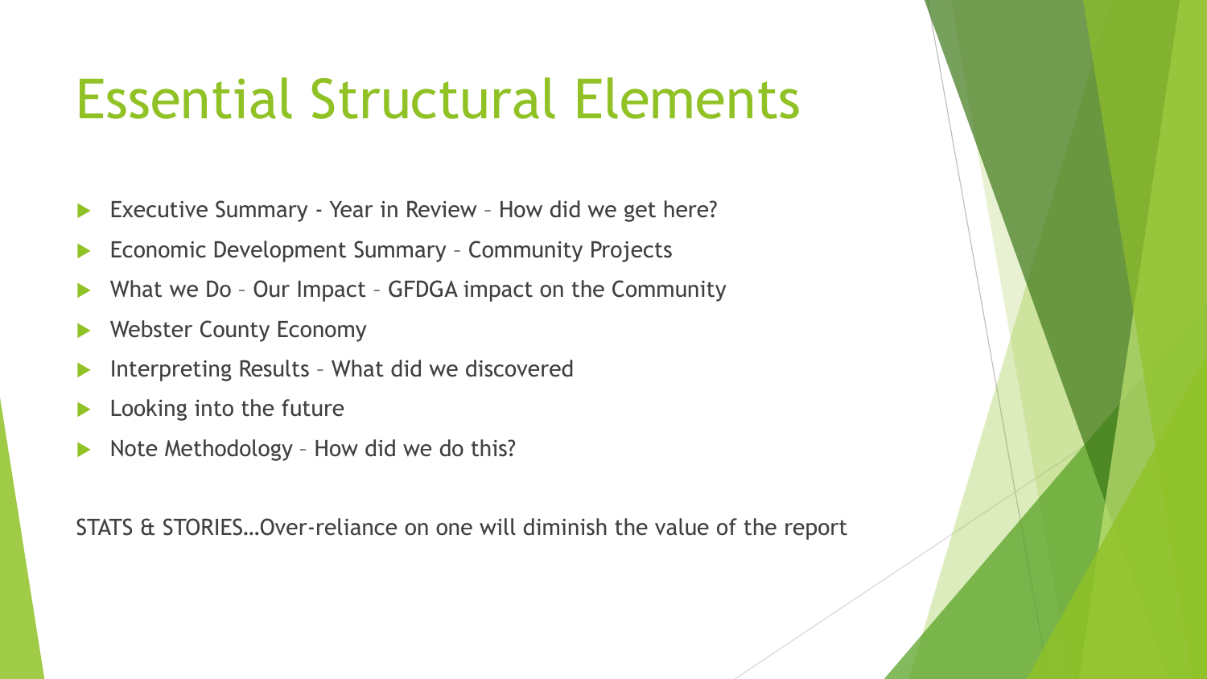# Essential Structural Elements

- Executive Summary - Year in Review – How did we get here?
- Economic Development Summary – Community Projects
- What we Do – Our Impact – GFDGA impact on the Community
- Webster County Economy
- Interpreting Results – What did we discovered
- Looking into the future
- Note Methodology – How did we do this?

STATS & STORIES…Over-reliance on one will diminish the value of the report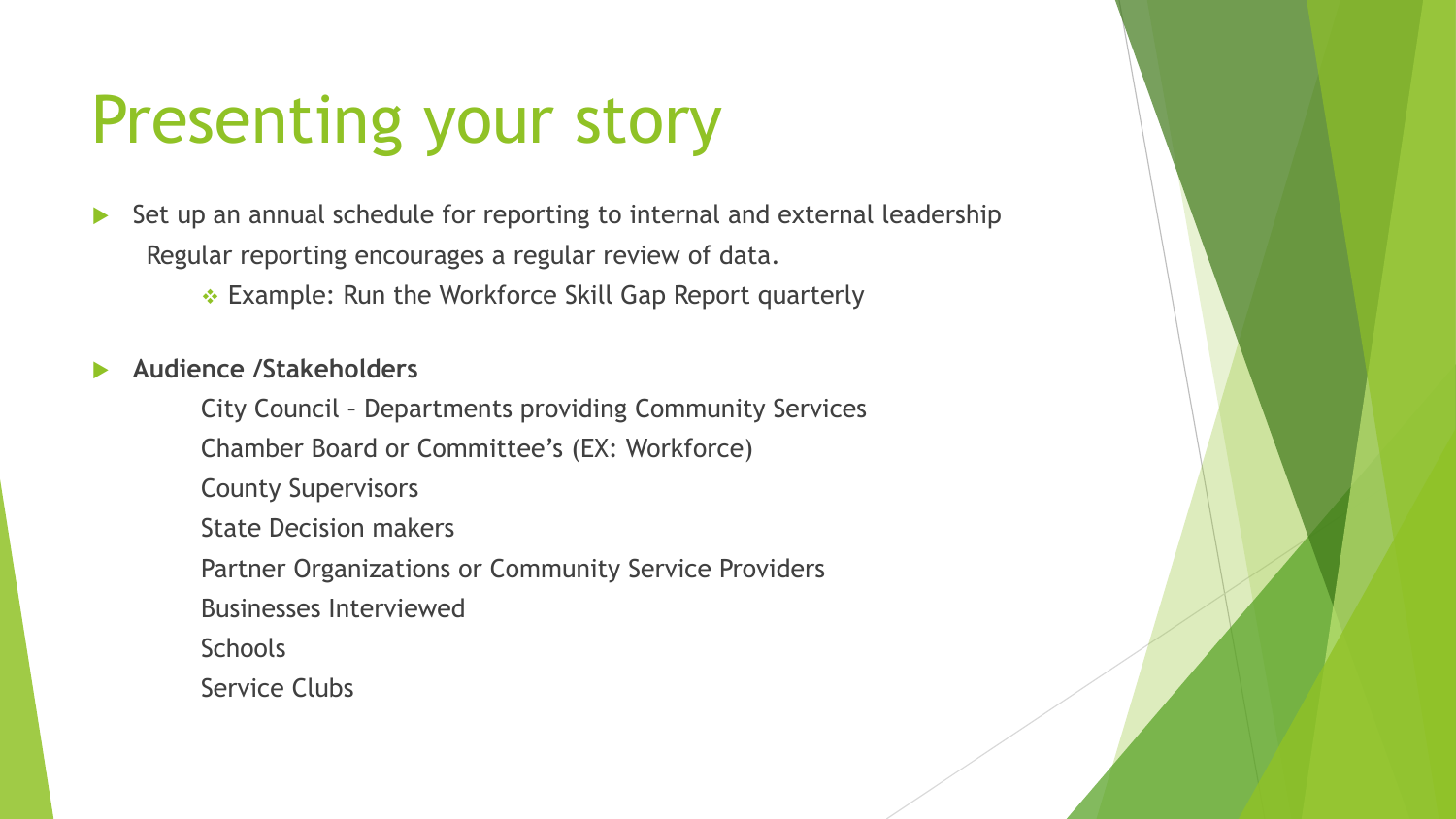# Presenting your story

- Set up an annual schedule for reporting to internal and external leadership
  Regular reporting encourages a regular review of data.
  - Example: Run the Workforce Skill Gap Report quarterly

- **Audience /Stakeholders**
  - City Council – Departments providing Community Services
  - Chamber Board or Committee's (EX: Workforce)
  - County Supervisors
  - State Decision makers
  - Partner Organizations or Community Service Providers
  - Businesses Interviewed
  - Schools
  - Service Clubs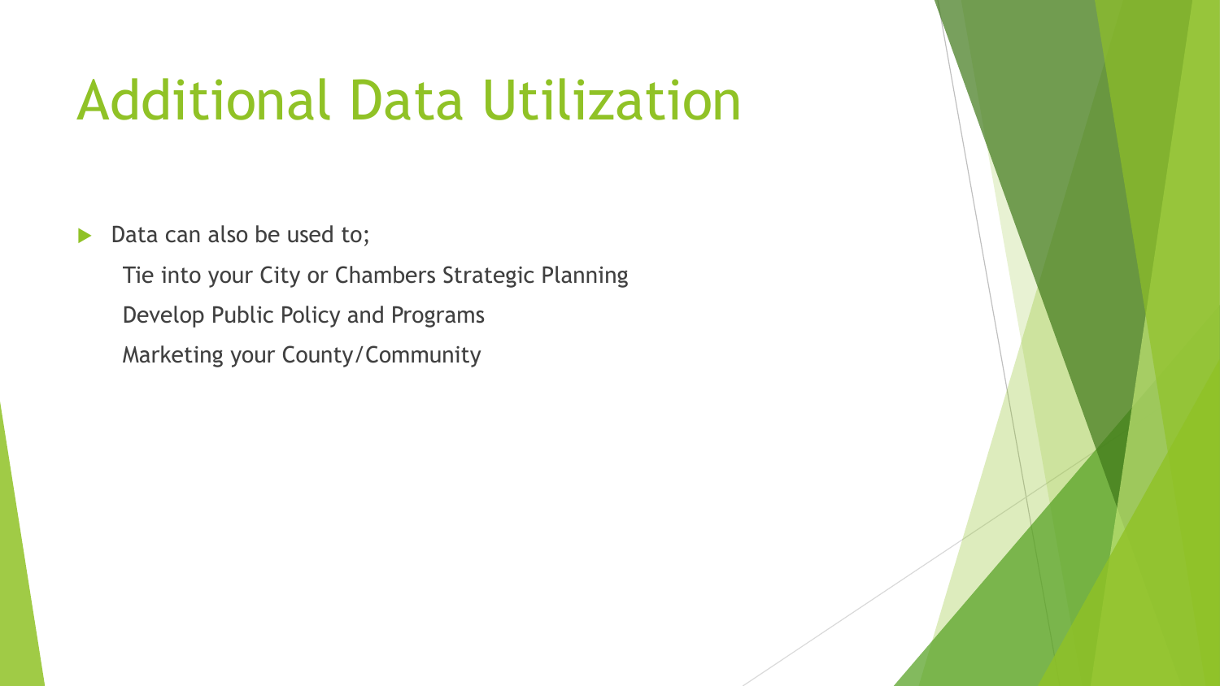# Additional Data Utilization

- Data can also be used to;
  - Tie into your City or Chambers Strategic Planning
  - Develop Public Policy and Programs
  - Marketing your County/Community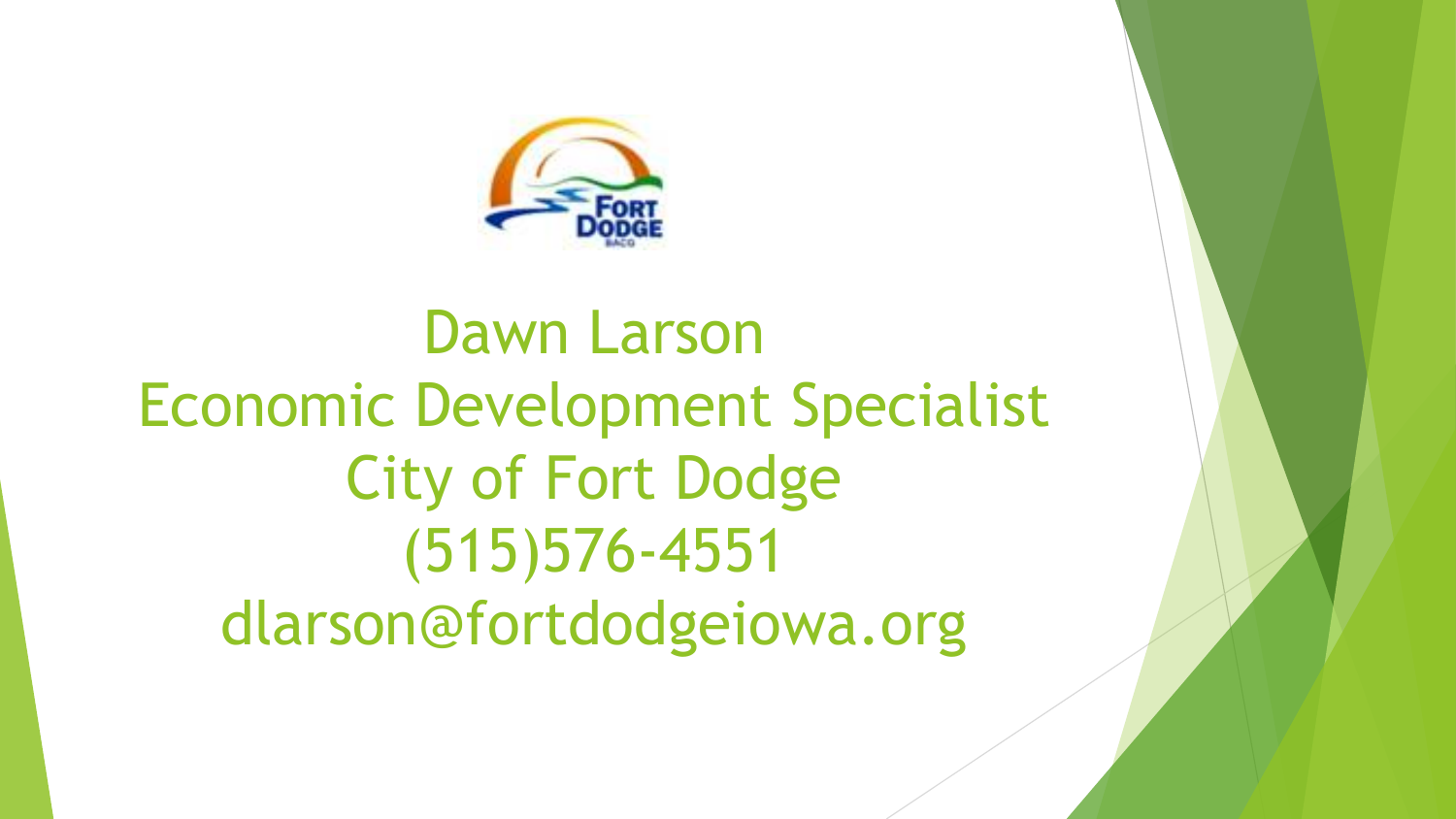Dawn Larson

Economic Development Specialist

City of Fort Dodge

(515)576-4551

dlarson@fortdodgeiowa.org